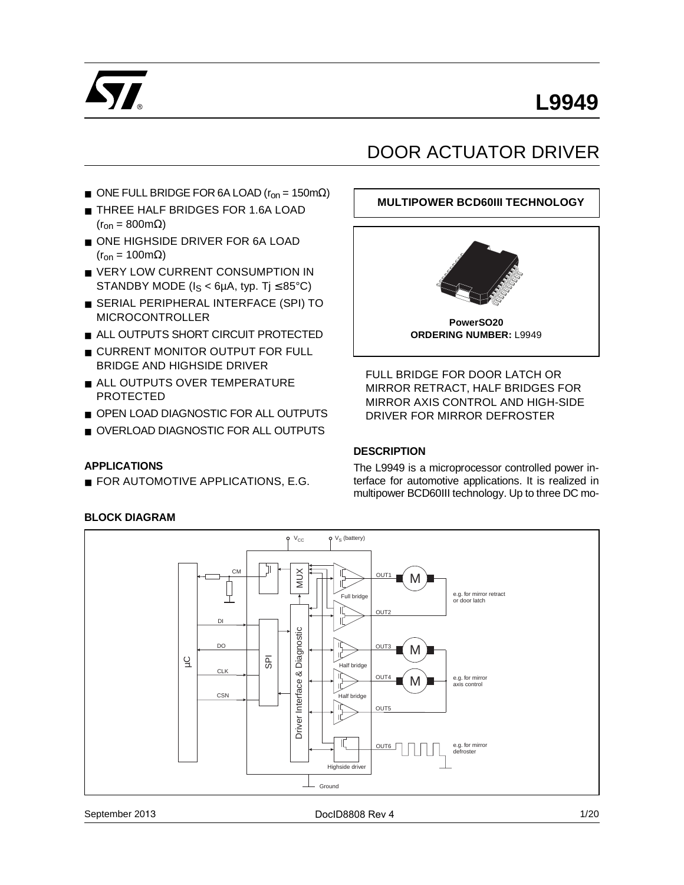# L9949

## DOOR ACTUATOR DRIVER

- ONE FULL BRIDGE FOR 6A LOAD ($r_{on}$ = 150mΩ)
- THREE HALF BRIDGES FOR 1.6A LOAD ($r_{on}$ = 800mΩ)
- ONE HIGHSIDE DRIVER FOR 6A LOAD ($r_{on}$ = 100mΩ)
- VERY LOW CURRENT CONSUMPTION IN STANDBY MODE ($I_S$ < 6µA, typ. Tj ≤ 85°C)
- SERIAL PERIPHERAL INTERFACE (SPI) TO MICROCONTROLLER
- ALL OUTPUTS SHORT CIRCUIT PROTECTED
- CURRENT MONITOR OUTPUT FOR FULL BRIDGE AND HIGHSIDE DRIVER
- ALL OUTPUTS OVER TEMPERATURE PROTECTED
- OPEN LOAD DIAGNOSTIC FOR ALL OUTPUTS
- OVERLOAD DIAGNOSTIC FOR ALL OUTPUTS

**MULTIPOWER BCD60III TECHNOLOGY**

**PowerSO20**
**ORDERING NUMBER:** L9949

### APPLICATIONS

- FOR AUTOMOTIVE APPLICATIONS, E.G.

FULL BRIDGE FOR DOOR LATCH OR MIRROR RETRACT, HALF BRIDGES FOR MIRROR AXIS CONTROL AND HIGH-SIDE DRIVER FOR MIRROR DEFROSTER

### DESCRIPTION

The L9949 is a microprocessor controlled power interface for automotive applications. It is realized in multipower BCD60III technology. Up to three DC mo-

### BLOCK DIAGRAM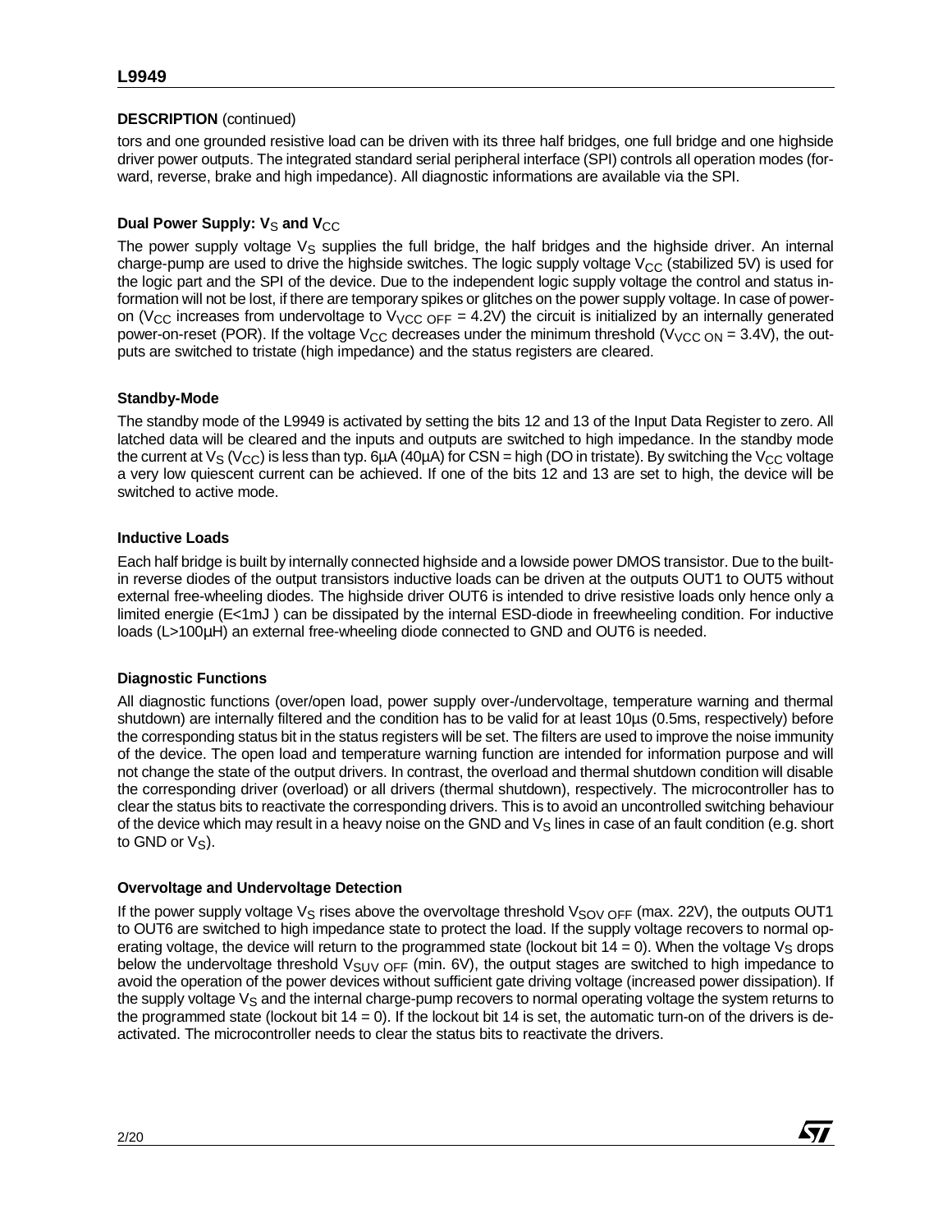**DESCRIPTION** (continued)

tors and one grounded resistive load can be driven with its three half bridges, one full bridge and one highside driver power outputs. The integrated standard serial peripheral interface (SPI) controls all operation modes (forward, reverse, brake and high impedance). All diagnostic informations are available via the SPI.

### Dual Power Supply: $V_S$ and $V_{CC}$

The power supply voltage $V_S$ supplies the full bridge, the half bridges and the highside driver. An internal charge-pump are used to drive the highside switches. The logic supply voltage $V_{CC}$ (stabilized 5V) is used for the logic part and the SPI of the device. Due to the independent logic supply voltage the control and status information will not be lost, if there are temporary spikes or glitches on the power supply voltage. In case of power-on ($V_{CC}$ increases from undervoltage to $V_{VCC\ OFF}$ = 4.2V) the circuit is initialized by an internally generated power-on-reset (POR). If the voltage $V_{CC}$ decreases under the minimum threshold ($V_{VCC\ ON}$ = 3.4V), the outputs are switched to tristate (high impedance) and the status registers are cleared.

### Standby-Mode

The standby mode of the L9949 is activated by setting the bits 12 and 13 of the Input Data Register to zero. All latched data will be cleared and the inputs and outputs are switched to high impedance. In the standby mode the current at $V_S$ ($V_{CC}$) is less than typ. 6µA (40µA) for CSN = high (DO in tristate). By switching the $V_{CC}$ voltage a very low quiescent current can be achieved. If one of the bits 12 and 13 are set to high, the device will be switched to active mode.

### Inductive Loads

Each half bridge is built by internally connected highside and a lowside power DMOS transistor. Due to the built-in reverse diodes of the output transistors inductive loads can be driven at the outputs OUT1 to OUT5 without external free-wheeling diodes. The highside driver OUT6 is intended to drive resistive loads only hence only a limited energie (E<1mJ ) can be dissipated by the internal ESD-diode in freewheeling condition. For inductive loads (L>100µH) an external free-wheeling diode connected to GND and OUT6 is needed.

### Diagnostic Functions

All diagnostic functions (over/open load, power supply over-/undervoltage, temperature warning and thermal shutdown) are internally filtered and the condition has to be valid for at least 10µs (0.5ms, respectively) before the corresponding status bit in the status registers will be set. The filters are used to improve the noise immunity of the device. The open load and temperature warning function are intended for information purpose and will not change the state of the output drivers. In contrast, the overload and thermal shutdown condition will disable the corresponding driver (overload) or all drivers (thermal shutdown), respectively. The microcontroller has to clear the status bits to reactivate the corresponding drivers. This is to avoid an uncontrolled switching behaviour of the device which may result in a heavy noise on the GND and $V_S$ lines in case of an fault condition (e.g. short to GND or $V_S$).

### Overvoltage and Undervoltage Detection

If the power supply voltage $V_S$ rises above the overvoltage threshold $V_{SOV\ OFF}$ (max. 22V), the outputs OUT1 to OUT6 are switched to high impedance state to protect the load. If the supply voltage recovers to normal operating voltage, the device will return to the programmed state (lockout bit 14 = 0). When the voltage $V_S$ drops below the undervoltage threshold $V_{SUV\ OFF}$ (min. 6V), the output stages are switched to high impedance to avoid the operation of the power devices without sufficient gate driving voltage (increased power dissipation). If the supply voltage $V_S$ and the internal charge-pump recovers to normal operating voltage the system returns to the programmed state (lockout bit 14 = 0). If the lockout bit 14 is set, the automatic turn-on of the drivers is deactivated. The microcontroller needs to clear the status bits to reactivate the drivers.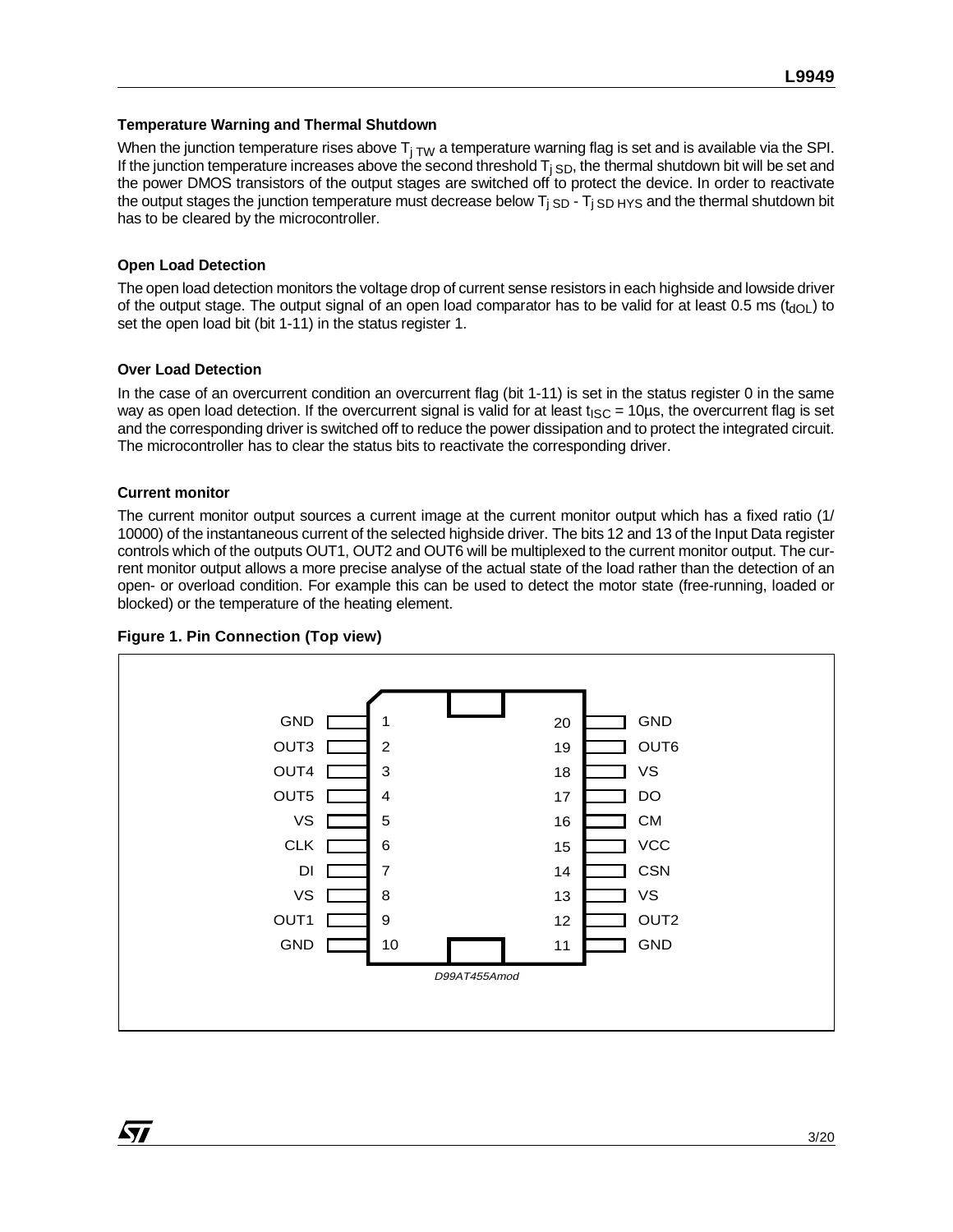### Temperature Warning and Thermal Shutdown

When the junction temperature rises above $T_{j\ TW}$ a temperature warning flag is set and is available via the SPI. If the junction temperature increases above the second threshold $T_{j\ SD}$, the thermal shutdown bit will be set and the power DMOS transistors of the output stages are switched off to protect the device. In order to reactivate the output stages the junction temperature must decrease below $T_{j\ SD}$ - $T_{j\ SD\ HYS}$ and the thermal shutdown bit has to be cleared by the microcontroller.

### Open Load Detection

The open load detection monitors the voltage drop of current sense resistors in each highside and lowside driver of the output stage. The output signal of an open load comparator has to be valid for at least 0.5 ms ($t_{dOL}$) to set the open load bit (bit 1-11) in the status register 1.

### Over Load Detection

In the case of an overcurrent condition an overcurrent flag (bit 1-11) is set in the status register 0 in the same way as open load detection. If the overcurrent signal is valid for at least $t_{ISC}$ = 10µs, the overcurrent flag is set and the corresponding driver is switched off to reduce the power dissipation and to protect the integrated circuit. The microcontroller has to clear the status bits to reactivate the corresponding driver.

### Current monitor

The current monitor output sources a current image at the current monitor output which has a fixed ratio (1/10000) of the instantaneous current of the selected highside driver. The bits 12 and 13 of the Input Data register controls which of the outputs OUT1, OUT2 and OUT6 will be multiplexed to the current monitor output. The current monitor output allows a more precise analyse of the actual state of the load rather than the detection of an open- or overload condition. For example this can be used to detect the motor state (free-running, loaded or blocked) or the temperature of the heating element.

**Figure 1. Pin Connection (Top view)**

| Pin | Name | Pin | Name |
|---|---|---|---|
| 1 | GND | 20 | GND |
| 2 | OUT3 | 19 | OUT6 |
| 3 | OUT4 | 18 | VS |
| 4 | OUT5 | 17 | DO |
| 5 | VS | 16 | CM |
| 6 | CLK | 15 | VCC |
| 7 | DI | 14 | CSN |
| 8 | VS | 13 | VS |
| 9 | OUT1 | 12 | OUT2 |
| 10 | GND | 11 | GND |

*D99AT455Amod*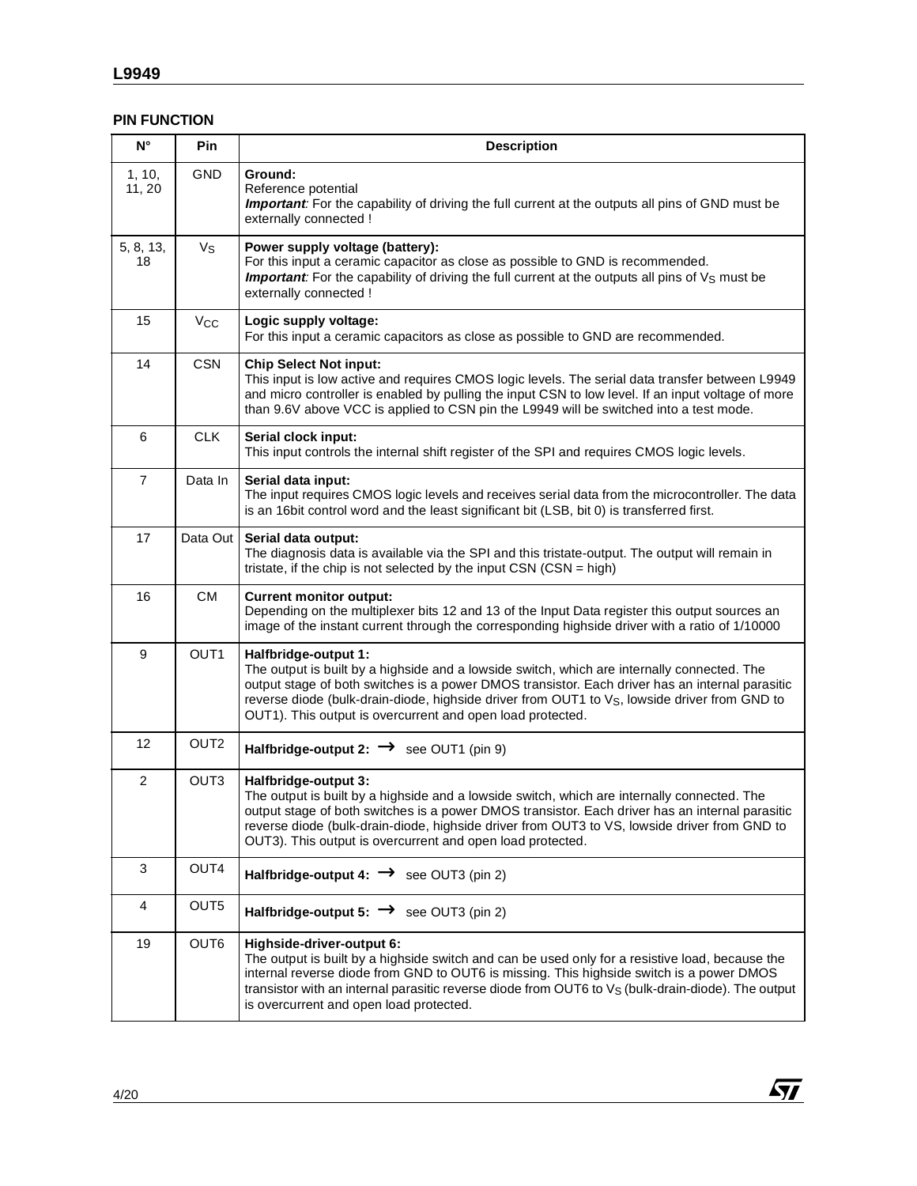## PIN FUNCTION

| N° | Pin | Description |
|---|---|---|
| 1, 10, 11, 20 | GND | **Ground:** Reference potential ***Important**: For the capability of driving the full current at the outputs all pins of GND must be externally connected !* |
| 5, 8, 13, 18 | $V_S$ | **Power supply voltage (battery):** For this input a ceramic capacitor as close as possible to GND is recommended. ***Important**: For the capability of driving the full current at the outputs all pins of $V_S$ must be externally connected !* |
| 15 | $V_{CC}$ | **Logic supply voltage:** For this input a ceramic capacitors as close as possible to GND are recommended. |
| 14 | CSN | **Chip Select Not input:** This input is low active and requires CMOS logic levels. The serial data transfer between L9949 and micro controller is enabled by pulling the input CSN to low level. If an input voltage of more than 9.6V above VCC is applied to CSN pin the L9949 will be switched into a test mode. |
| 6 | CLK | **Serial clock input:** This input controls the internal shift register of the SPI and requires CMOS logic levels. |
| 7 | Data In | **Serial data input:** The input requires CMOS logic levels and receives serial data from the microcontroller. The data is an 16bit control word and the least significant bit (LSB, bit 0) is transferred first. |
| 17 | Data Out | **Serial data output:** The diagnosis data is available via the SPI and this tristate-output. The output will remain in tristate, if the chip is not selected by the input CSN (CSN = high) |
| 16 | CM | **Current monitor output:** Depending on the multiplexer bits 12 and 13 of the Input Data register this output sources an image of the instant current through the corresponding highside driver with a ratio of 1/10000 |
| 9 | OUT1 | **Halfbridge-output 1:** The output is built by a highside and a lowside switch, which are internally connected. The output stage of both switches is a power DMOS transistor. Each driver has an internal parasitic reverse diode (bulk-drain-diode, highside driver from OUT1 to $V_S$, lowside driver from GND to OUT1). This output is overcurrent and open load protected. |
| 12 | OUT2 | **Halfbridge-output 2:** → see OUT1 (pin 9) |
| 2 | OUT3 | **Halfbridge-output 3:** The output is built by a highside and a lowside switch, which are internally connected. The output stage of both switches is a power DMOS transistor. Each driver has an internal parasitic reverse diode (bulk-drain-diode, highside driver from OUT3 to VS, lowside driver from GND to OUT3). This output is overcurrent and open load protected. |
| 3 | OUT4 | **Halfbridge-output 4:** → see OUT3 (pin 2) |
| 4 | OUT5 | **Halfbridge-output 5:** → see OUT3 (pin 2) |
| 19 | OUT6 | **Highside-driver-output 6:** The output is built by a highside switch and can be used only for a resistive load, because the internal reverse diode from GND to OUT6 is missing. This highside switch is a power DMOS transistor with an internal parasitic reverse diode from OUT6 to $V_S$ (bulk-drain-diode). The output is overcurrent and open load protected. |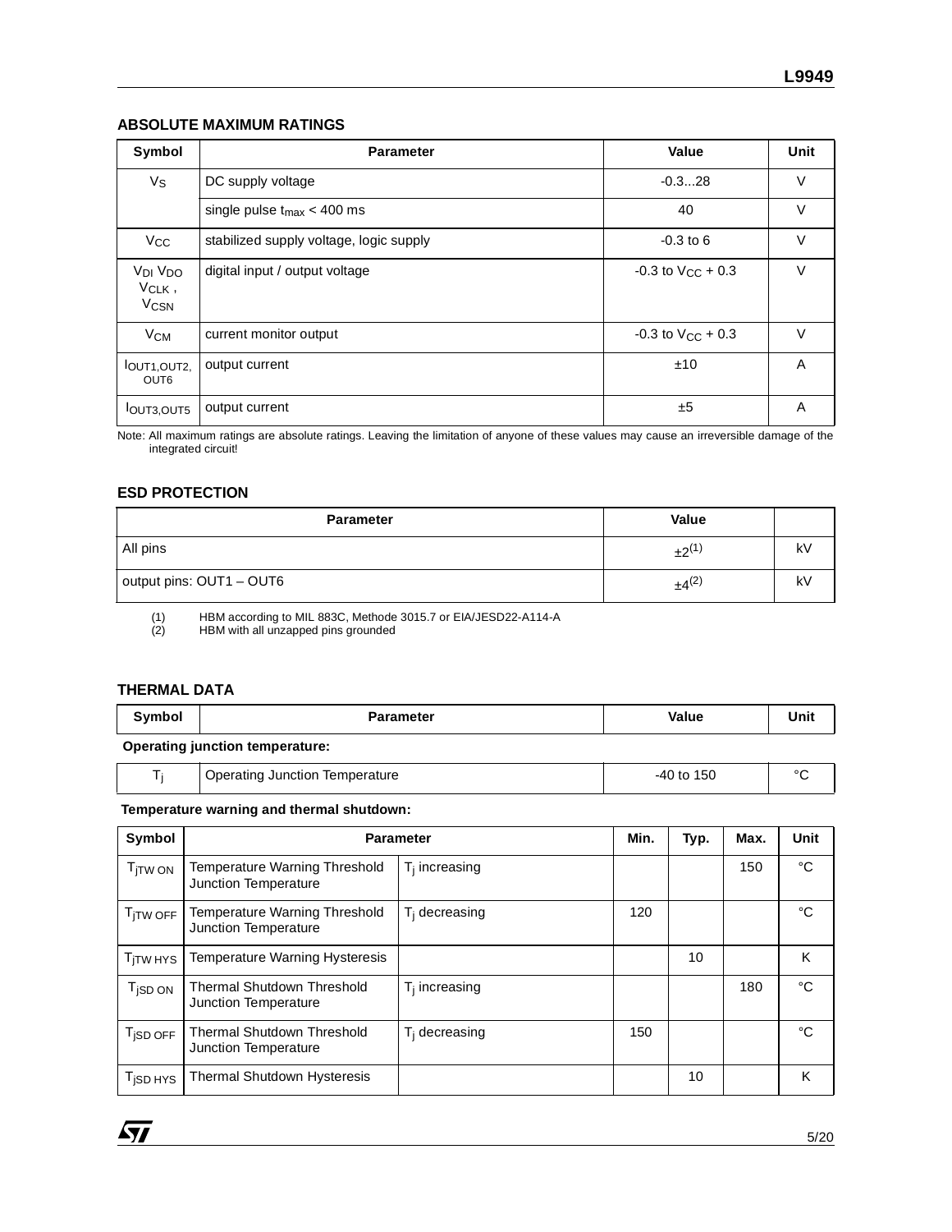## ABSOLUTE MAXIMUM RATINGS

| Symbol | Parameter | Value | Unit |
|---|---|---|---|
| $V_S$ | DC supply voltage | -0.3...28 | V |
| | single pulse $t_{max}$ < 400 ms | 40 | V |
| $V_{CC}$ | stabilized supply voltage, logic supply | -0.3 to 6 | V |
| $V_{DI}$ $V_{DO}$ $V_{CLK}$ , $V_{CSN}$ | digital input / output voltage | -0.3 to $V_{CC}$ + 0.3 | V |
| $V_{CM}$ | current monitor output | -0.3 to $V_{CC}$ + 0.3 | V |
| $I_{OUT1,OUT2,OUT6}$ | output current | ±10 | A |
| $I_{OUT3,OUT5}$ | output current | ±5 | A |

Note: All maximum ratings are absolute ratings. Leaving the limitation of anyone of these values may cause an irreversible damage of the integrated circuit!

## ESD PROTECTION

| Parameter | Value | |
|---|---|---|
| All pins | ±2 (1) | kV |
| output pins: OUT1 – OUT6 | ±4 (2) | kV |

(1) HBM according to MIL 883C, Methode 3015.7 or EIA/JESD22-A114-A
(2) HBM with all unzapped pins grounded

## THERMAL DATA

| Symbol | Parameter | Value | Unit |
|---|---|---|---|
| **Operating junction temperature:** | | | |
| $T_j$ | Operating Junction Temperature | -40 to 150 | °C |

**Temperature warning and thermal shutdown:**

| Symbol | Parameter | | Min. | Typ. | Max. | Unit |
|---|---|---|---|---|---|---|
| $T_{jTW\ ON}$ | Temperature Warning Threshold Junction Temperature | $T_j$ increasing | | | 150 | °C |
| $T_{jTW\ OFF}$ | Temperature Warning Threshold Junction Temperature | $T_j$ decreasing | 120 | | | °C |
| $T_{jTW\ HYS}$ | Temperature Warning Hysteresis | | | 10 | | K |
| $T_{jSD\ ON}$ | Thermal Shutdown Threshold Junction Temperature | $T_j$ increasing | | | 180 | °C |
| $T_{jSD\ OFF}$ | Thermal Shutdown Threshold Junction Temperature | $T_j$ decreasing | 150 | | | °C |
| $T_{jSD\ HYS}$ | Thermal Shutdown Hysteresis | | | 10 | | K |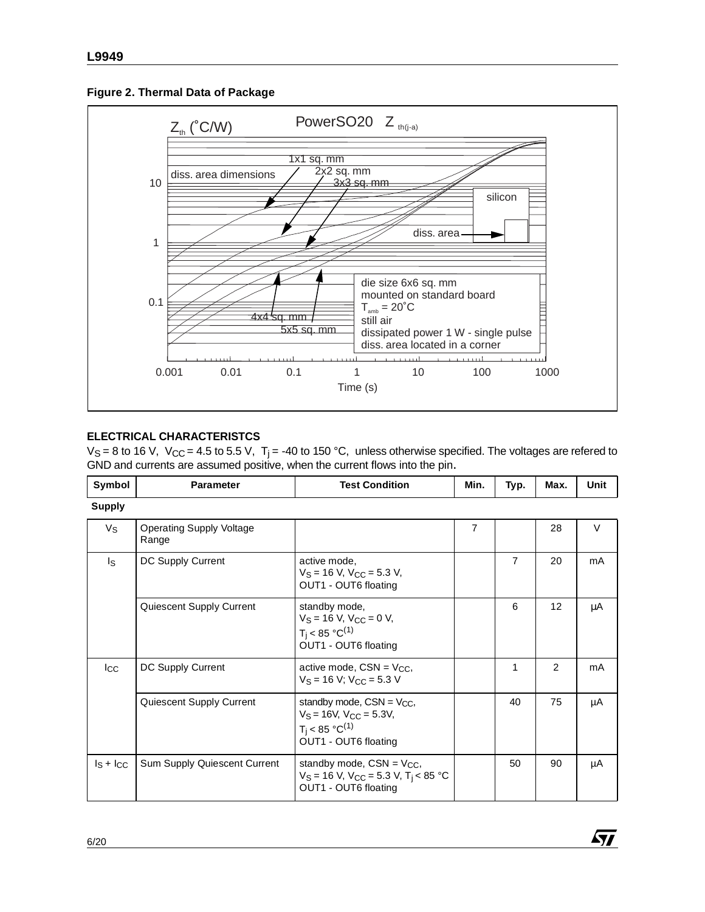**Figure 2. Thermal Data of Package**

PowerSO20 $Z_{th(j-a)}$

$Z_{th}$ (°C/W)

diss. area dimensions: 1x1 sq. mm, 2x2 sq. mm, 3x3 sq. mm, 4x4 sq. mm, 5x5 sq. mm

silicon, diss. area

die size 6x6 sq. mm
mounted on standard board
$T_{amb}$ = 20°C
still air
dissipated power 1 W - single pulse
diss. area located in a corner

Time (s)

## ELECTRICAL CHARACTERISTCS

$V_S$ = 8 to 16 V, $V_{CC}$ = 4.5 to 5.5 V, $T_j$ = -40 to 150 °C, unless otherwise specified. The voltages are refered to GND and currents are assumed positive, when the current flows into the pin.

| Symbol | Parameter | Test Condition | Min. | Typ. | Max. | Unit |
|---|---|---|---|---|---|---|
| **Supply** | | | | | | |
| $V_S$ | Operating Supply Voltage Range | | 7 | | 28 | V |
| $I_S$ | DC Supply Current | active mode, $V_S$ = 16 V, $V_{CC}$ = 5.3 V, OUT1 - OUT6 floating | | 7 | 20 | mA |
| | Quiescent Supply Current | standby mode, $V_S$ = 16 V, $V_{CC}$ = 0 V, $T_j$ < 85 °C(1) OUT1 - OUT6 floating | | 6 | 12 | µA |
| $I_{CC}$ | DC Supply Current | active mode, CSN = $V_{CC}$, $V_S$ = 16 V; $V_{CC}$ = 5.3 V | | 1 | 2 | mA |
| | Quiescent Supply Current | standby mode, CSN = $V_{CC}$, $V_S$ = 16V, $V_{CC}$ = 5.3V, $T_j$ < 85 °C(1) OUT1 - OUT6 floating | | 40 | 75 | µA |
| $I_S + I_{CC}$ | Sum Supply Quiescent Current | standby mode, CSN = $V_{CC}$, $V_S$ = 16 V, $V_{CC}$ = 5.3 V, $T_j$ < 85 °C OUT1 - OUT6 floating | | 50 | 90 | µA |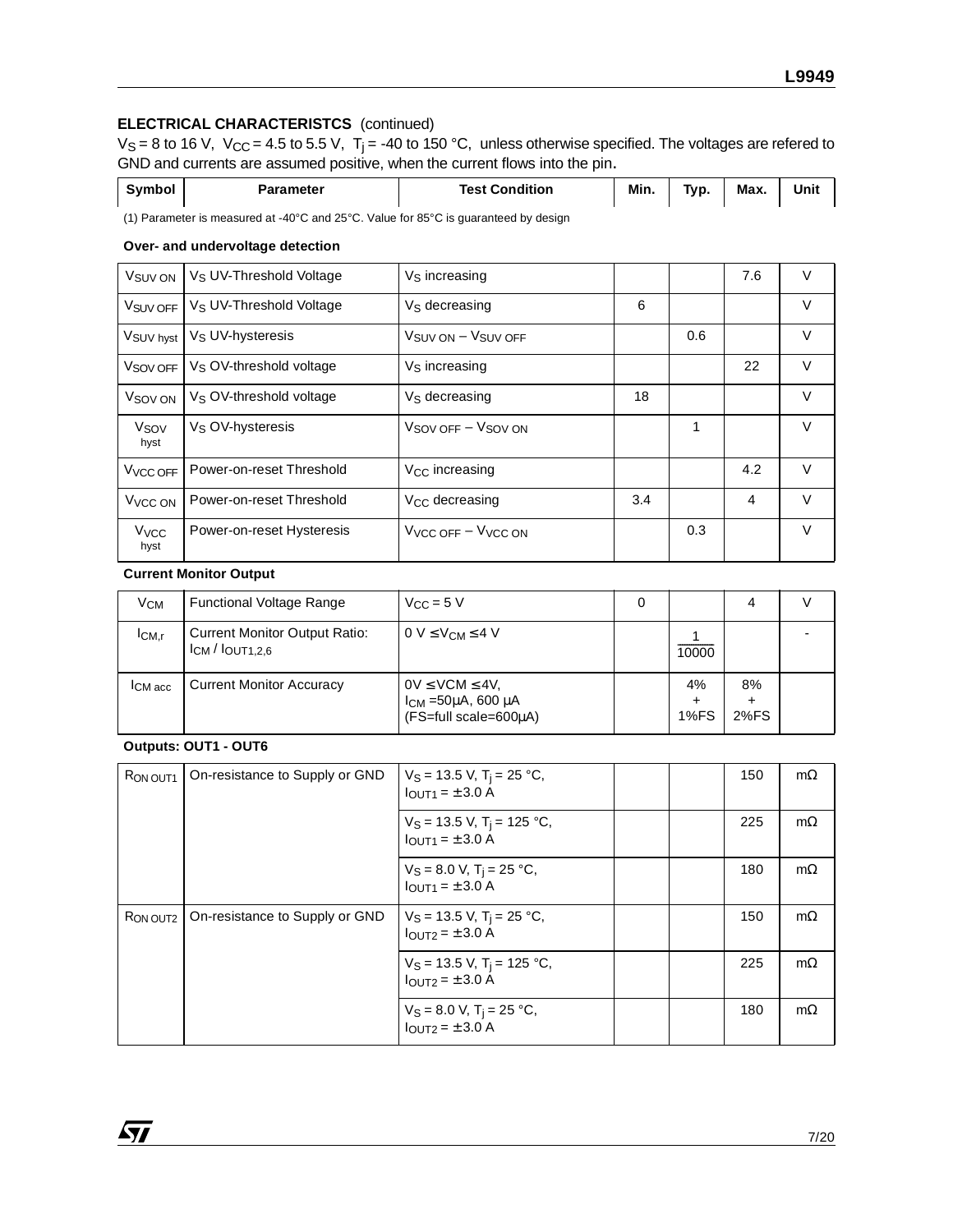## ELECTRICAL CHARACTERISTCS (continued)

$V_S$ = 8 to 16 V, $V_{CC}$ = 4.5 to 5.5 V, $T_j$ = -40 to 150 °C, unless otherwise specified. The voltages are refered to GND and currents are assumed positive, when the current flows into the pin.

| Symbol | Parameter | Test Condition | Min. | Typ. | Max. | Unit |
|---|---|---|---|---|---|---|
| (1) Parameter is measured at -40°C and 25°C. Value for 85°C is guaranteed by design | | | | | | |
| **Over- and undervoltage detection** | | | | | | |
| $V_{SUV\ ON}$ | $V_S$ UV-Threshold Voltage | $V_S$ increasing | | | 7.6 | V |
| $V_{SUV\ OFF}$ | $V_S$ UV-Threshold Voltage | $V_S$ decreasing | 6 | | | V |
| $V_{SUV\ hyst}$ | $V_S$ UV-hysteresis | $V_{SUV\ ON} - V_{SUV\ OFF}$ | | 0.6 | | V |
| $V_{SOV\ OFF}$ | $V_S$ OV-threshold voltage | $V_S$ increasing | | | 22 | V |
| $V_{SOV\ ON}$ | $V_S$ OV-threshold voltage | $V_S$ decreasing | 18 | | | V |
| $V_{SOV\ hyst}$ | $V_S$ OV-hysteresis | $V_{SOV\ OFF} - V_{SOV\ ON}$ | | 1 | | V |
| $V_{VCC\ OFF}$ | Power-on-reset Threshold | $V_{CC}$ increasing | | | 4.2 | V |
| $V_{VCC\ ON}$ | Power-on-reset Threshold | $V_{CC}$ decreasing | 3.4 | | 4 | V |
| $V_{VCC\ hyst}$ | Power-on-reset Hysteresis | $V_{VCC\ OFF} - V_{VCC\ ON}$ | | 0.3 | | V |
| **Current Monitor Output** | | | | | | |
| $V_{CM}$ | Functional Voltage Range | $V_{CC}$ = 5 V | 0 | | 4 | V |
| $I_{CM,r}$ | Current Monitor Output Ratio: $I_{CM} / I_{OUT1,2,6}$ | 0 V ≤ $V_{CM}$ ≤ 4 V | | $\frac{1}{10000}$ | | - |
| $I_{CM\ acc}$ | Current Monitor Accuracy | 0V ≤ VCM ≤ 4V, $I_{CM}$ = 50µA, 600 µA (FS=full scale=600µA) | | 4% + 1%FS | 8% + 2%FS | |
| **Outputs: OUT1 - OUT6** | | | | | | |
| $R_{ON\ OUT1}$ | On-resistance to Supply or GND | $V_S$ = 13.5 V, $T_j$ = 25 °C, $I_{OUT1}$ = ± 3.0 A | | | 150 | mΩ |
| | | $V_S$ = 13.5 V, $T_j$ = 125 °C, $I_{OUT1}$ = ± 3.0 A | | | 225 | mΩ |
| | | $V_S$ = 8.0 V, $T_j$ = 25 °C, $I_{OUT1}$ = ± 3.0 A | | | 180 | mΩ |
| $R_{ON\ OUT2}$ | On-resistance to Supply or GND | $V_S$ = 13.5 V, $T_j$ = 25 °C, $I_{OUT2}$ = ± 3.0 A | | | 150 | mΩ |
| | | $V_S$ = 13.5 V, $T_j$ = 125 °C, $I_{OUT2}$ = ± 3.0 A | | | 225 | mΩ |
| | | $V_S$ = 8.0 V, $T_j$ = 25 °C, $I_{OUT2}$ = ± 3.0 A | | | 180 | mΩ |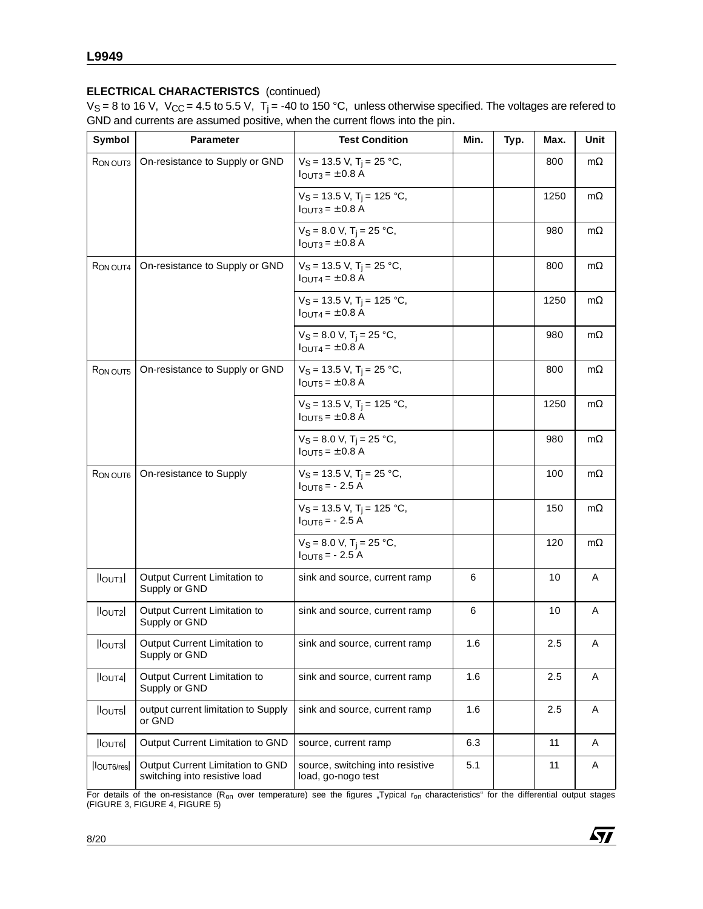**ELECTRICAL CHARACTERISTCS** (continued)

$V_S$ = 8 to 16 V, $V_{CC}$ = 4.5 to 5.5 V, $T_j$ = -40 to 150 °C, unless otherwise specified. The voltages are refered to GND and currents are assumed positive, when the current flows into the pin.

| Symbol | Parameter | Test Condition | Min. | Typ. | Max. | Unit |
|---|---|---|---|---|---|---|
| $R_{ON\ OUT3}$ | On-resistance to Supply or GND | $V_S$ = 13.5 V, $T_j$ = 25 °C, $I_{OUT3}$ = ± 0.8 A | | | 800 | mΩ |
| | | $V_S$ = 13.5 V, $T_j$ = 125 °C, $I_{OUT3}$ = ± 0.8 A | | | 1250 | mΩ |
| | | $V_S$ = 8.0 V, $T_j$ = 25 °C, $I_{OUT3}$ = ± 0.8 A | | | 980 | mΩ |
| $R_{ON\ OUT4}$ | On-resistance to Supply or GND | $V_S$ = 13.5 V, $T_j$ = 25 °C, $I_{OUT4}$ = ± 0.8 A | | | 800 | mΩ |
| | | $V_S$ = 13.5 V, $T_j$ = 125 °C, $I_{OUT4}$ = ± 0.8 A | | | 1250 | mΩ |
| | | $V_S$ = 8.0 V, $T_j$ = 25 °C, $I_{OUT4}$ = ± 0.8 A | | | 980 | mΩ |
| $R_{ON\ OUT5}$ | On-resistance to Supply or GND | $V_S$ = 13.5 V, $T_j$ = 25 °C, $I_{OUT5}$ = ± 0.8 A | | | 800 | mΩ |
| | | $V_S$ = 13.5 V, $T_j$ = 125 °C, $I_{OUT5}$ = ± 0.8 A | | | 1250 | mΩ |
| | | $V_S$ = 8.0 V, $T_j$ = 25 °C, $I_{OUT5}$ = ± 0.8 A | | | 980 | mΩ |
| $R_{ON\ OUT6}$ | On-resistance to Supply | $V_S$ = 13.5 V, $T_j$ = 25 °C, $I_{OUT6}$ = - 2.5 A | | | 100 | mΩ |
| | | $V_S$ = 13.5 V, $T_j$ = 125 °C, $I_{OUT6}$ = - 2.5 A | | | 150 | mΩ |
| | | $V_S$ = 8.0 V, $T_j$ = 25 °C, $I_{OUT6}$ = - 2.5 A | | | 120 | mΩ |
| $\|I_{OUT1}\|$ | Output Current Limitation to Supply or GND | sink and source, current ramp | 6 | | 10 | A |
| $\|I_{OUT2}\|$ | Output Current Limitation to Supply or GND | sink and source, current ramp | 6 | | 10 | A |
| $\|I_{OUT3}\|$ | Output Current Limitation to Supply or GND | sink and source, current ramp | 1.6 | | 2.5 | A |
| $\|I_{OUT4}\|$ | Output Current Limitation to Supply or GND | sink and source, current ramp | 1.6 | | 2.5 | A |
| $\|I_{OUT5}\|$ | output current limitation to Supply or GND | sink and source, current ramp | 1.6 | | 2.5 | A |
| $\|I_{OUT6}\|$ | Output Current Limitation to GND | source, current ramp | 6.3 | | 11 | A |
| $\|I_{OUT6/res}\|$ | Output Current Limitation to GND switching into resistive load | source, switching into resistive load, go-nogo test | 5.1 | | 11 | A |

For details of the on-resistance ($R_{on}$ over temperature) see the figures „Typical $r_{on}$ characteristics“ for the differential output stages (FIGURE 3, FIGURE 4, FIGURE 5)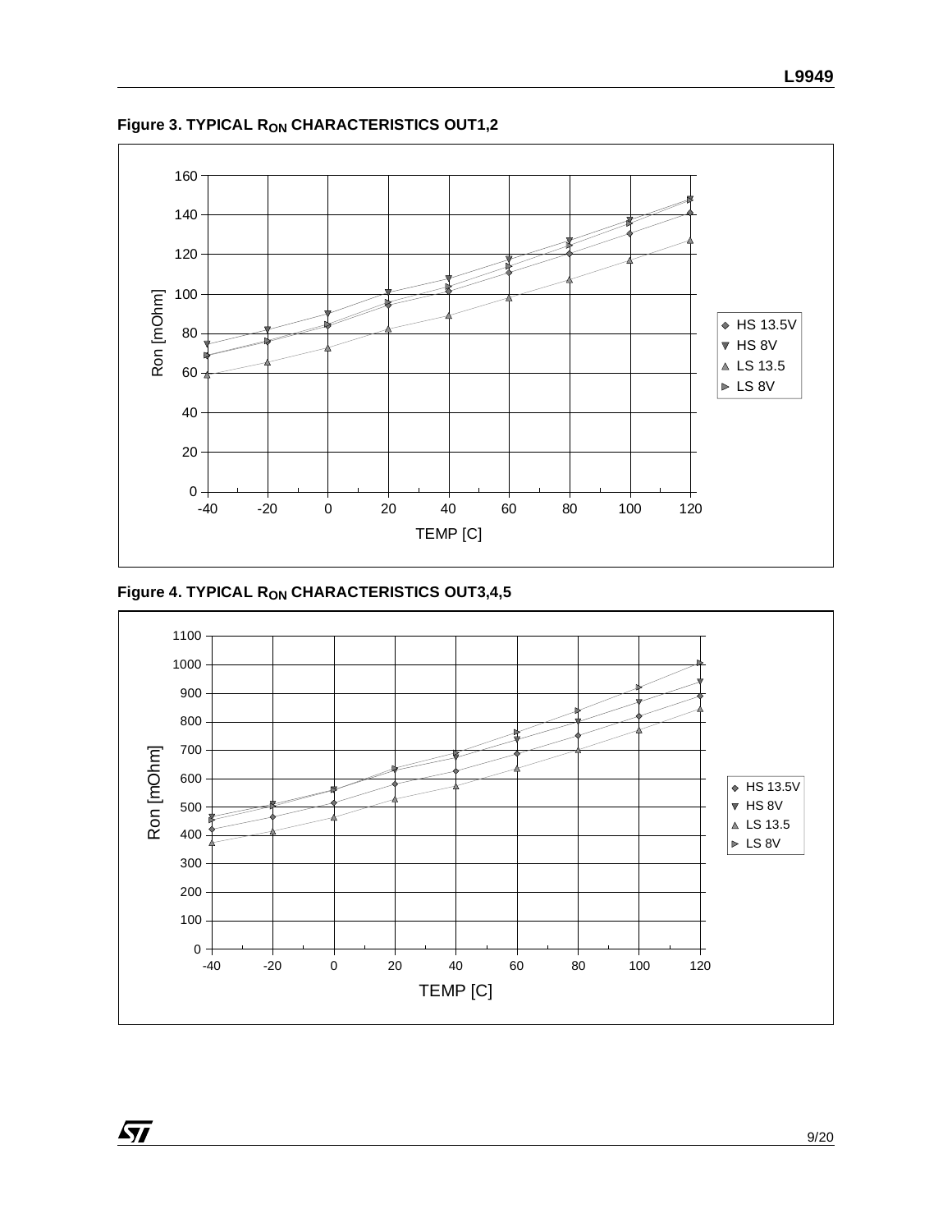**Figure 3. TYPICAL $R_{ON}$ CHARACTERISTICS OUT1,2**

**Figure 4. TYPICAL $R_{ON}$ CHARACTERISTICS OUT3,4,5**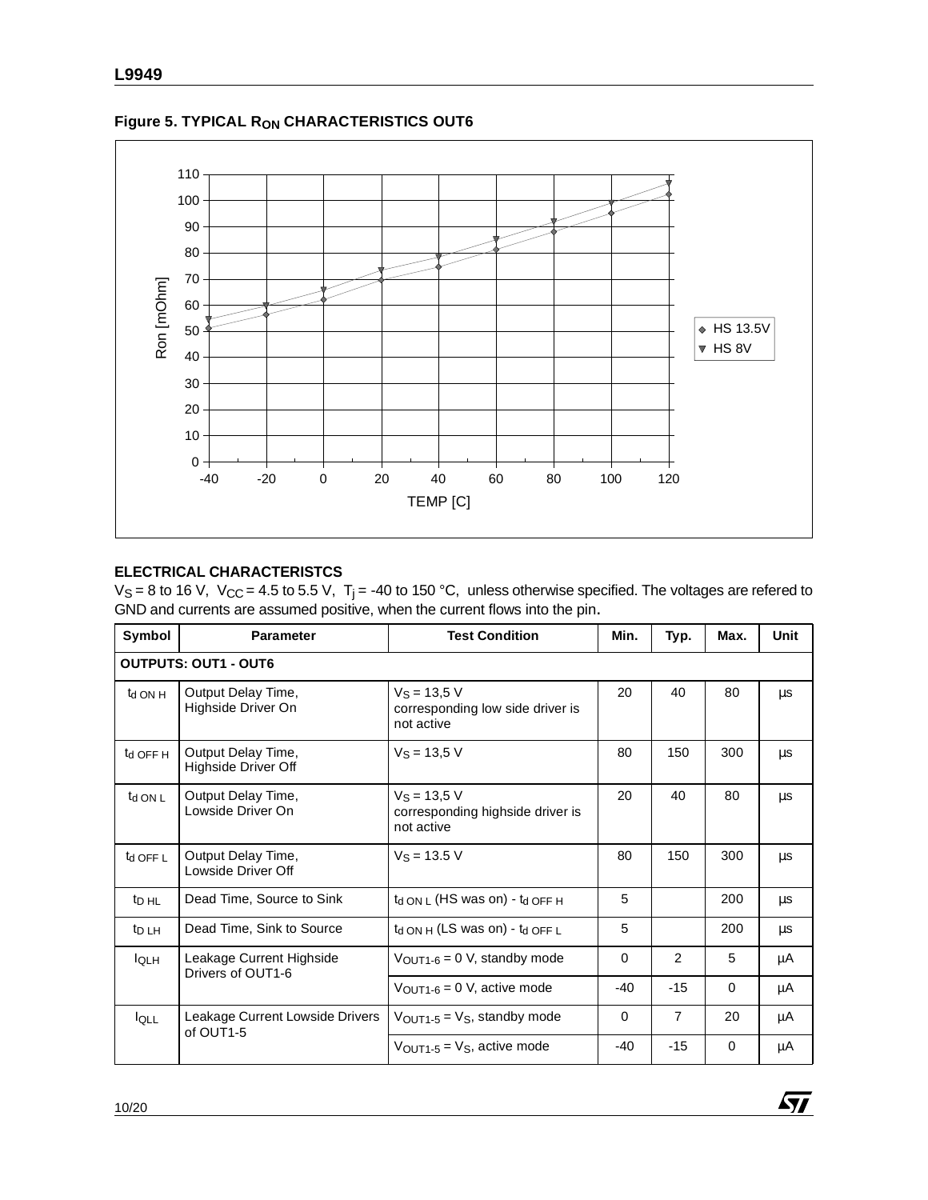**Figure 5. TYPICAL $R_{ON}$ CHARACTERISTICS OUT6**

**ELECTRICAL CHARACTERISTCS**

$V_S$ = 8 to 16 V, $V_{CC}$ = 4.5 to 5.5 V, $T_j$ = -40 to 150 °C, unless otherwise specified. The voltages are refered to GND and currents are assumed positive, when the current flows into the pin.

| Symbol | Parameter | Test Condition | Min. | Typ. | Max. | Unit |
|---|---|---|---|---|---|---|
| **OUTPUTS: OUT1 - OUT6** | | | | | | |
| $t_{d\ ON\ H}$ | Output Delay Time, Highside Driver On | $V_S$ = 13,5 V corresponding low side driver is not active | 20 | 40 | 80 | µs |
| $t_{d\ OFF\ H}$ | Output Delay Time, Highside Driver Off | $V_S$ = 13,5 V | 80 | 150 | 300 | µs |
| $t_{d\ ON\ L}$ | Output Delay Time, Lowside Driver On | $V_S$ = 13,5 V corresponding highside driver is not active | 20 | 40 | 80 | µs |
| $t_{d\ OFF\ L}$ | Output Delay Time, Lowside Driver Off | $V_S$ = 13.5 V | 80 | 150 | 300 | µs |
| $t_{D\ HL}$ | Dead Time, Source to Sink | $t_{d\ ON\ L}$ (HS was on) - $t_{d\ OFF\ H}$ | 5 | | 200 | µs |
| $t_{D\ LH}$ | Dead Time, Sink to Source | $t_{d\ ON\ H}$ (LS was on) - $t_{d\ OFF\ L}$ | 5 | | 200 | µs |
| $I_{QLH}$ | Leakage Current Highside Drivers of OUT1-6 | $V_{OUT1-6}$ = 0 V, standby mode | 0 | 2 | 5 | µA |
| | | $V_{OUT1-6}$ = 0 V, active mode | -40 | -15 | 0 | µA |
| $I_{QLL}$ | Leakage Current Lowside Drivers of OUT1-5 | $V_{OUT1-5}$ = $V_S$, standby mode | 0 | 7 | 20 | µA |
| | | $V_{OUT1-5}$ = $V_S$, active mode | -40 | -15 | 0 | µA |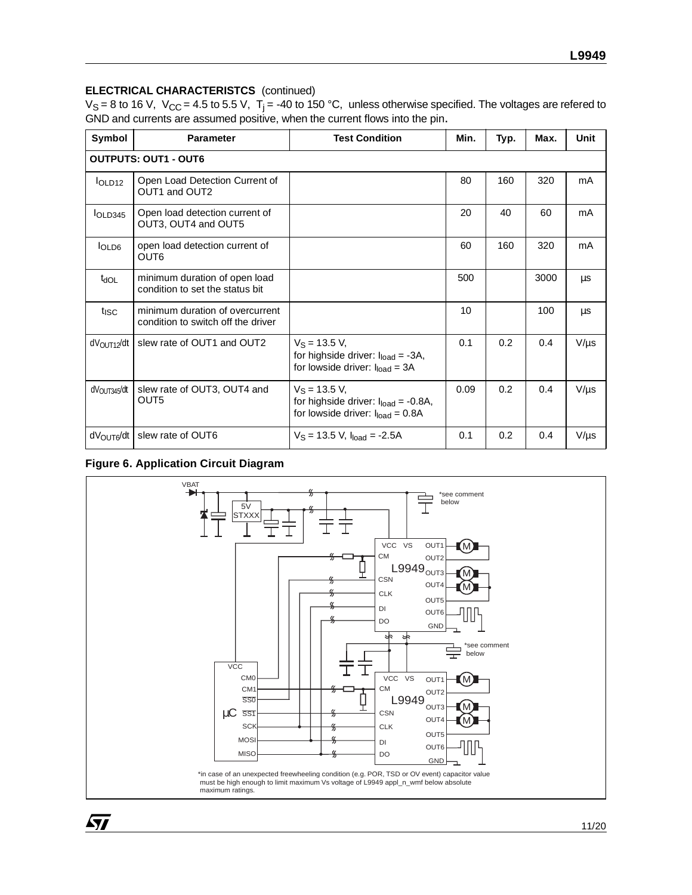## ELECTRICAL CHARACTERISTCS (continued)

$V_S$ = 8 to 16 V, $V_{CC}$ = 4.5 to 5.5 V, $T_j$ = -40 to 150 °C, unless otherwise specified. The voltages are refered to GND and currents are assumed positive, when the current flows into the pin.

| Symbol | Parameter | Test Condition | Min. | Typ. | Max. | Unit |
|---|---|---|---|---|---|---|
| **OUTPUTS: OUT1 - OUT6** | | | | | | |
| $I_{OLD12}$ | Open Load Detection Current of OUT1 and OUT2 | | 80 | 160 | 320 | mA |
| $I_{OLD345}$ | Open load detection current of OUT3, OUT4 and OUT5 | | 20 | 40 | 60 | mA |
| $I_{OLD6}$ | open load detection current of OUT6 | | 60 | 160 | 320 | mA |
| $t_{dOL}$ | minimum duration of open load condition to set the status bit | | 500 | | 3000 | µs |
| $t_{ISC}$ | minimum duration of overcurrent condition to switch off the driver | | 10 | | 100 | µs |
| $dV_{OUT12}/dt$ | slew rate of OUT1 and OUT2 | $V_S$ = 13.5 V, for highside driver: $I_{load}$ = -3A, for lowside driver: $I_{load}$ = 3A | 0.1 | 0.2 | 0.4 | V/µs |
| $dV_{OUT345}/dt$ | slew rate of OUT3, OUT4 and OUT5 | $V_S$ = 13.5 V, for highside driver: $I_{load}$ = -0.8A, for lowside driver: $I_{load}$ = 0.8A | 0.09 | 0.2 | 0.4 | V/µs |
| $dV_{OUT6}/dt$ | slew rate of OUT6 | $V_S$ = 13.5 V, $I_{load}$ = -2.5A | 0.1 | 0.2 | 0.4 | V/µs |

**Figure 6. Application Circuit Diagram**

*in case of an unexpected freewheeling condition (e.g. POR, TSD or OV event) capacitor value must be high enough to limit maximum Vs voltage of L9949 appl_n_wmf below absolute maximum ratings.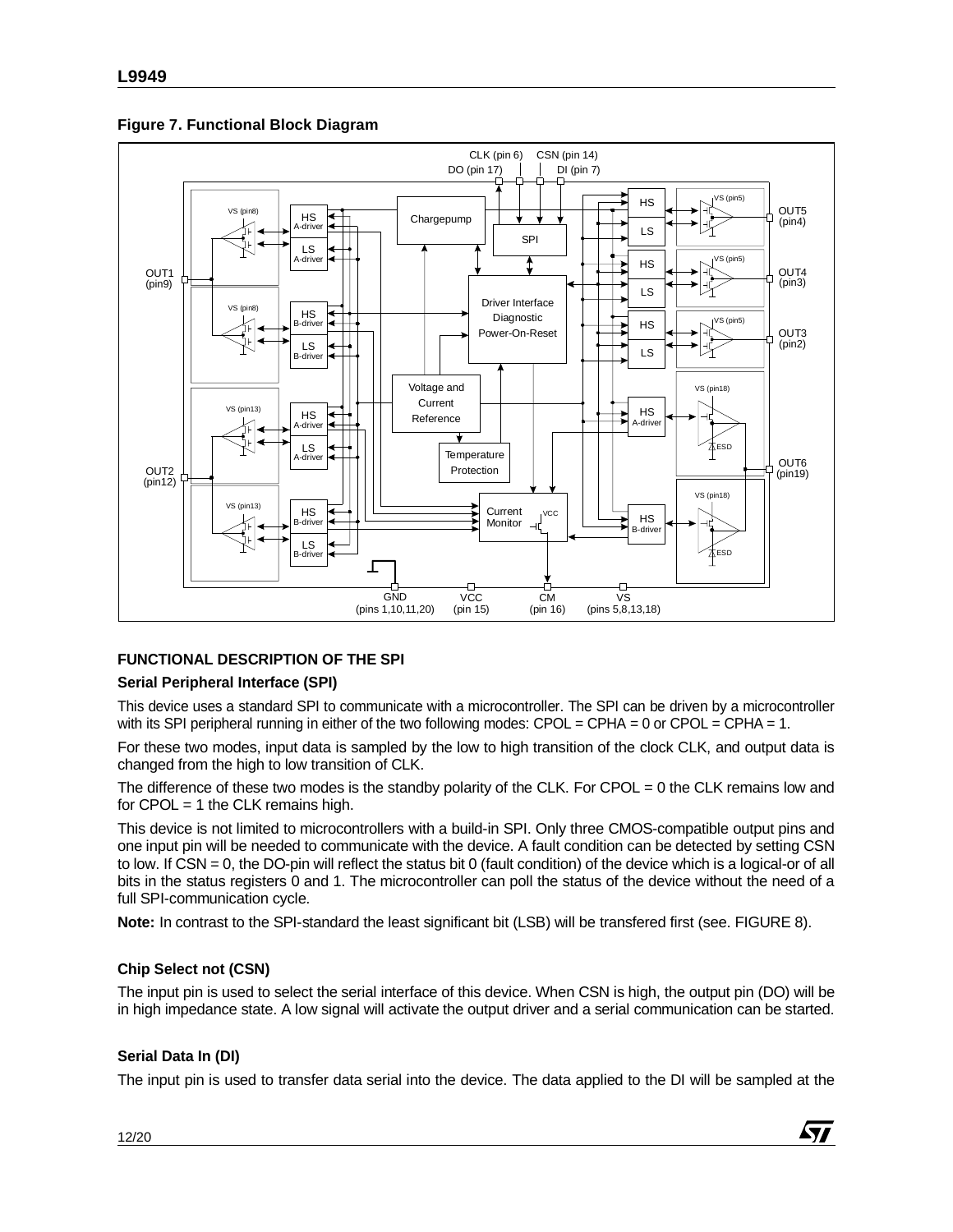**Figure 7. Functional Block Diagram**

## FUNCTIONAL DESCRIPTION OF THE SPI

### Serial Peripheral Interface (SPI)

This device uses a standard SPI to communicate with a microcontroller. The SPI can be driven by a microcontroller with its SPI peripheral running in either of the two following modes: CPOL = CPHA = 0 or CPOL = CPHA = 1.

For these two modes, input data is sampled by the low to high transition of the clock CLK, and output data is changed from the high to low transition of CLK.

The difference of these two modes is the standby polarity of the CLK. For CPOL = 0 the CLK remains low and for CPOL = 1 the CLK remains high.

This device is not limited to microcontrollers with a build-in SPI. Only three CMOS-compatible output pins and one input pin will be needed to communicate with the device. A fault condition can be detected by setting CSN to low. If CSN = 0, the DO-pin will reflect the status bit 0 (fault condition) of the device which is a logical-or of all bits in the status registers 0 and 1. The microcontroller can poll the status of the device without the need of a full SPI-communication cycle.

**Note:** In contrast to the SPI-standard the least significant bit (LSB) will be transfered first (see. FIGURE 8).

### Chip Select not (CSN)

The input pin is used to select the serial interface of this device. When CSN is high, the output pin (DO) will be in high impedance state. A low signal will activate the output driver and a serial communication can be started.

### Serial Data In (DI)

The input pin is used to transfer data serial into the device. The data applied to the DI will be sampled at the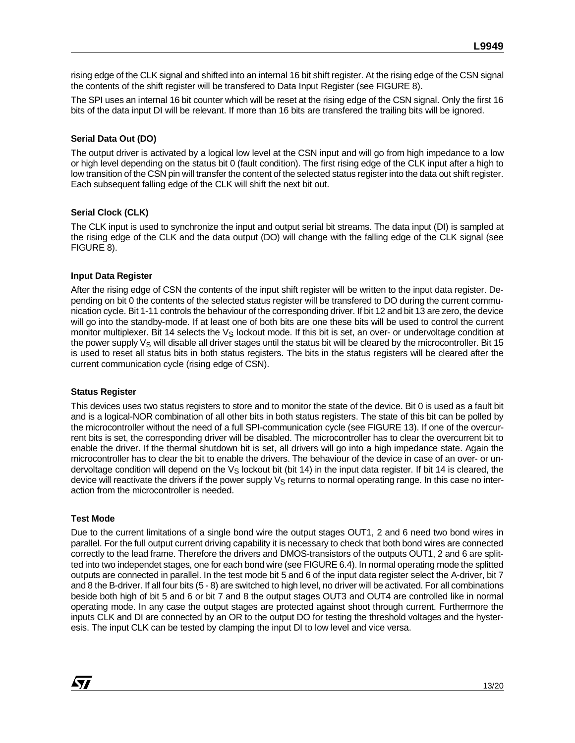rising edge of the CLK signal and shifted into an internal 16 bit shift register. At the rising edge of the CSN signal the contents of the shift register will be transfered to Data Input Register (see FIGURE 8).

The SPI uses an internal 16 bit counter which will be reset at the rising edge of the CSN signal. Only the first 16 bits of the data input DI will be relevant. If more than 16 bits are transfered the trailing bits will be ignored.

### Serial Data Out (DO)

The output driver is activated by a logical low level at the CSN input and will go from high impedance to a low or high level depending on the status bit 0 (fault condition). The first rising edge of the CLK input after a high to low transition of the CSN pin will transfer the content of the selected status register into the data out shift register. Each subsequent falling edge of the CLK will shift the next bit out.

### Serial Clock (CLK)

The CLK input is used to synchronize the input and output serial bit streams. The data input (DI) is sampled at the rising edge of the CLK and the data output (DO) will change with the falling edge of the CLK signal (see FIGURE 8).

### Input Data Register

After the rising edge of CSN the contents of the input shift register will be written to the input data register. Depending on bit 0 the contents of the selected status register will be transfered to DO during the current communication cycle. Bit 1-11 controls the behaviour of the corresponding driver. If bit 12 and bit 13 are zero, the device will go into the standby-mode. If at least one of both bits are one these bits will be used to control the current monitor multiplexer. Bit 14 selects the $V_S$ lockout mode. If this bit is set, an over- or undervoltage condition at the power supply $V_S$ will disable all driver stages until the status bit will be cleared by the microcontroller. Bit 15 is used to reset all status bits in both status registers. The bits in the status registers will be cleared after the current communication cycle (rising edge of CSN).

### Status Register

This devices uses two status registers to store and to monitor the state of the device. Bit 0 is used as a fault bit and is a logical-NOR combination of all other bits in both status registers. The state of this bit can be polled by the microcontroller without the need of a full SPI-communication cycle (see FIGURE 13). If one of the overcurrent bits is set, the corresponding driver will be disabled. The microcontroller has to clear the overcurrent bit to enable the driver. If the thermal shutdown bit is set, all drivers will go into a high impedance state. Again the microcontroller has to clear the bit to enable the drivers. The behaviour of the device in case of an over- or undervoltage condition will depend on the $V_S$ lockout bit (bit 14) in the input data register. If bit 14 is cleared, the device will reactivate the drivers if the power supply $V_S$ returns to normal operating range. In this case no interaction from the microcontroller is needed.

### Test Mode

Due to the current limitations of a single bond wire the output stages OUT1, 2 and 6 need two bond wires in parallel. For the full output current driving capability it is necessary to check that both bond wires are connected correctly to the lead frame. Therefore the drivers and DMOS-transistors of the outputs OUT1, 2 and 6 are splitted into two independet stages, one for each bond wire (see FIGURE 6.4). In normal operating mode the splitted outputs are connected in parallel. In the test mode bit 5 and 6 of the input data register select the A-driver, bit 7 and 8 the B-driver. If all four bits (5 - 8) are switched to high level, no driver will be activated. For all combinations beside both high of bit 5 and 6 or bit 7 and 8 the output stages OUT3 and OUT4 are controlled like in normal operating mode. In any case the output stages are protected against shoot through current. Furthermore the inputs CLK and DI are connected by an OR to the output DO for testing the threshold voltages and the hysteresis. The input CLK can be tested by clamping the input DI to low level and vice versa.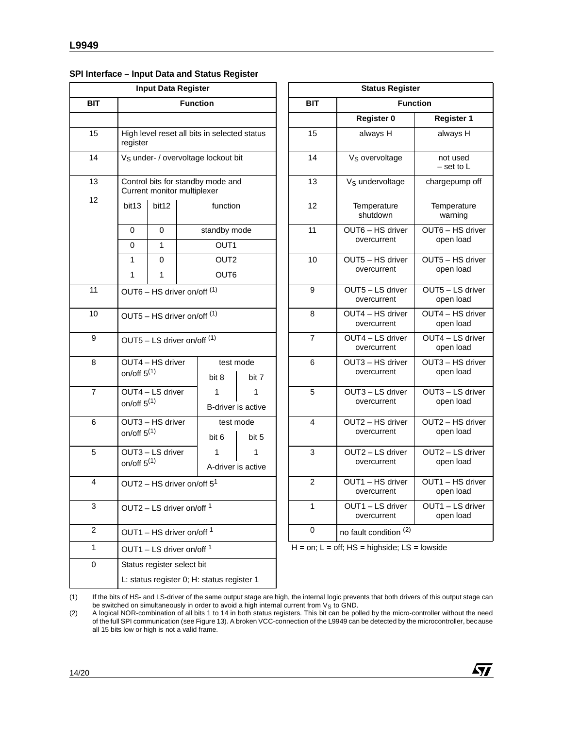### SPI Interface – Input Data and Status Register

| Input Data Register | | | | |
|---|---|---|---|---|
| **BIT** | **Function** | | | |
| 15 | High level reset all bits in selected status register | | | |
| 14 | $V_S$ under- / overvoltage lockout bit | | | |
| 13 | Control bits for standby mode and Current monitor multiplexer | | | |
| 12 | bit13 | bit12 | function | |
| | 0 | 0 | standby mode | |
| | 0 | 1 | OUT1 | |
| | 1 | 0 | OUT2 | |
| | 1 | 1 | OUT6 | |
| 11 | OUT6 – HS driver on/off (1) | | | |
| 10 | OUT5 – HS driver on/off (1) | | | |
| 9 | OUT5 – LS driver on/off (1) | | | |
| 8 | OUT4 – HS driver on/off 5(1) | test mode bit 8 | bit 7 | |
| 7 | OUT4 – LS driver on/off 5(1) | 1 | 1 | B-driver is active |
| 6 | OUT3 – HS driver on/off 5(1) | test mode bit 6 | bit 5 | |
| 5 | OUT3 – LS driver on/off 5(1) | 1 | 1 | A-driver is active |
| 4 | OUT2 – HS driver on/off 5[1] | | | |
| 3 | OUT2 – LS driver on/off [1] | | | |
| 2 | OUT1 – HS driver on/off [1] | | | |
| 1 | OUT1 – LS driver on/off [1] | | | |
| 0 | Status register select bit<br>L: status register 0; H: status register 1 | | | |

| Status Register | | |
|---|---|---|
| **BIT** | **Function** | |
| | **Register 0** | **Register 1** |
| 15 | always H | always H |
| 14 | $V_S$ overvoltage | not used – set to L |
| 13 | $V_S$ undervoltage | chargepump off |
| 12 | Temperature shutdown | Temperature warning |
| 11 | OUT6 – HS driver overcurrent | OUT6 – HS driver open load |
| 10 | OUT5 – HS driver overcurrent | OUT5 – HS driver open load |
| 9 | OUT5 – LS driver overcurrent | OUT5 – LS driver open load |
| 8 | OUT4 – HS driver overcurrent | OUT4 – HS driver open load |
| 7 | OUT4 – LS driver overcurrent | OUT4 – LS driver open load |
| 6 | OUT3 – HS driver overcurrent | OUT3 – HS driver open load |
| 5 | OUT3 – LS driver overcurrent | OUT3 – LS driver open load |
| 4 | OUT2 – HS driver overcurrent | OUT2 – HS driver open load |
| 3 | OUT2 – LS driver overcurrent | OUT2 – LS driver open load |
| 2 | OUT1 – HS driver overcurrent | OUT1 – HS driver open load |
| 1 | OUT1 – LS driver overcurrent | OUT1 – LS driver open load |
| 0 | no fault condition (2) | |

H = on; L = off; HS = highside; LS = lowside

(1) If the bits of HS- and LS-driver of the same output stage are high, the internal logic prevents that both drivers of this output stage can be switched on simultaneously in order to avoid a high internal current from $V_S$ to GND.

(2) A logical NOR-combination of all bits 1 to 14 in both status registers. This bit can be polled by the micro-controller without the need of the full SPI communication (see Figure 13). A broken VCC-connection of the L9949 can be detected by the microcontroller, because all 15 bits low or high is not a valid frame.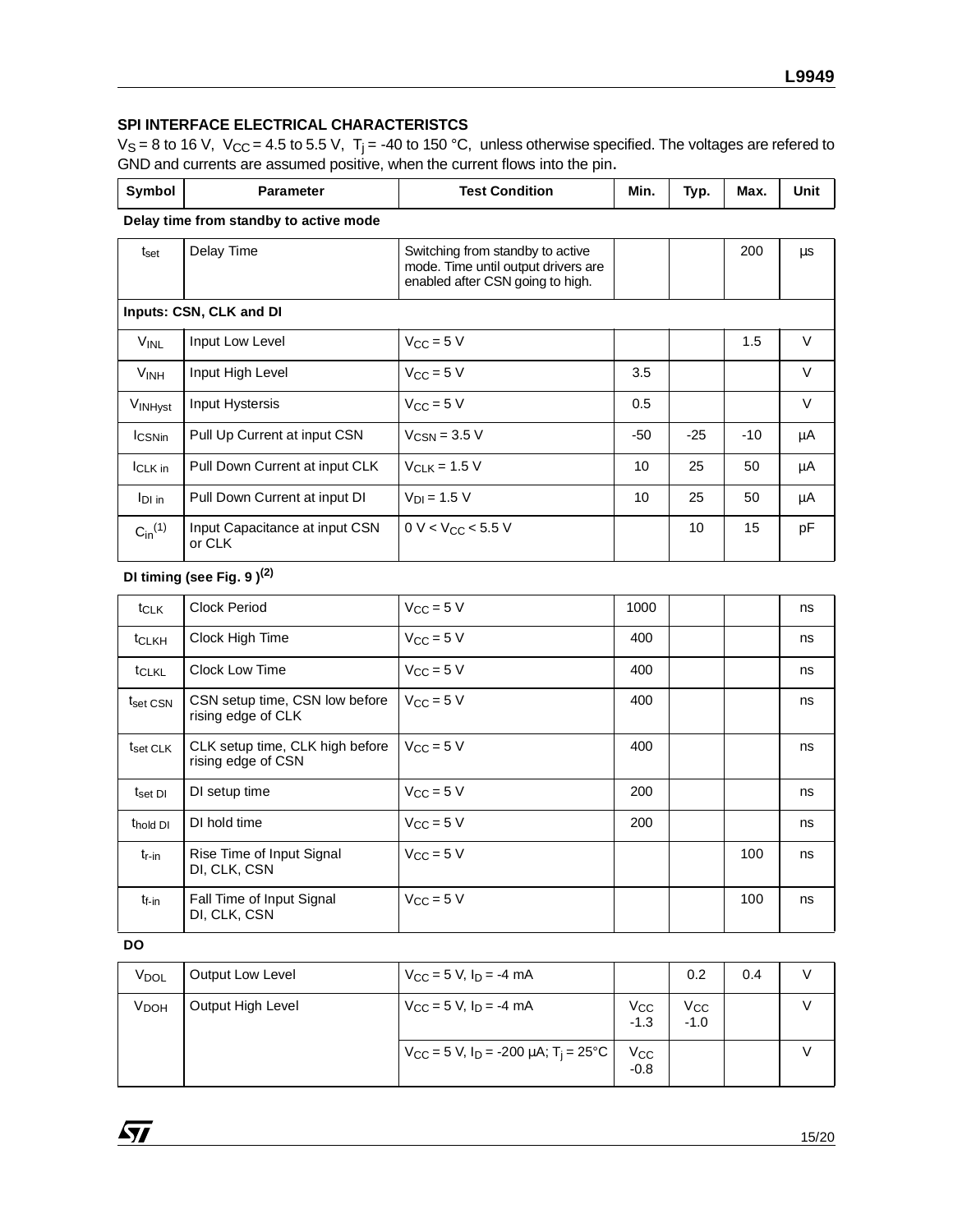## SPI INTERFACE ELECTRICAL CHARACTERISTCS

$V_S$ = 8 to 16 V, $V_{CC}$ = 4.5 to 5.5 V, $T_j$ = -40 to 150 °C, unless otherwise specified. The voltages are refered to GND and currents are assumed positive, when the current flows into the pin.

| Symbol | Parameter | Test Condition | Min. | Typ. | Max. | Unit |
|---|---|---|---|---|---|---|
| **Delay time from standby to active mode** | | | | | | |
| $t_{set}$ | Delay Time | Switching from standby to active mode. Time until output drivers are enabled after CSN going to high. | | | 200 | µs |
| **Inputs: CSN, CLK and DI** | | | | | | |
| $V_{INL}$ | Input Low Level | $V_{CC}$ = 5 V | | | 1.5 | V |
| $V_{INH}$ | Input High Level | $V_{CC}$ = 5 V | 3.5 | | | V |
| $V_{INHyst}$ | Input Hystersis | $V_{CC}$ = 5 V | 0.5 | | | V |
| $I_{CSNin}$ | Pull Up Current at input CSN | $V_{CSN}$ = 3.5 V | -50 | -25 | -10 | µA |
| $I_{CLK\ in}$ | Pull Down Current at input CLK | $V_{CLK}$ = 1.5 V | 10 | 25 | 50 | µA |
| $I_{DI\ in}$ | Pull Down Current at input DI | $V_{DI}$ = 1.5 V | 10 | 25 | 50 | µA |
| $C_{in}$(1) | Input Capacitance at input CSN or CLK | 0 V < $V_{CC}$ < 5.5 V | | 10 | 15 | pF |
| **DI timing (see Fig. 9 )(2)** | | | | | | |
| $t_{CLK}$ | Clock Period | $V_{CC}$ = 5 V | 1000 | | | ns |
| $t_{CLKH}$ | Clock High Time | $V_{CC}$ = 5 V | 400 | | | ns |
| $t_{CLKL}$ | Clock Low Time | $V_{CC}$ = 5 V | 400 | | | ns |
| $t_{set\ CSN}$ | CSN setup time, CSN low before rising edge of CLK | $V_{CC}$ = 5 V | 400 | | | ns |
| $t_{set\ CLK}$ | CLK setup time, CLK high before rising edge of CSN | $V_{CC}$ = 5 V | 400 | | | ns |
| $t_{set\ DI}$ | DI setup time | $V_{CC}$ = 5 V | 200 | | | ns |
| $t_{hold\ DI}$ | DI hold time | $V_{CC}$ = 5 V | 200 | | | ns |
| $t_{r\text{-}in}$ | Rise Time of Input Signal DI, CLK, CSN | $V_{CC}$ = 5 V | | | 100 | ns |
| $t_{f\text{-}in}$ | Fall Time of Input Signal DI, CLK, CSN | $V_{CC}$ = 5 V | | | 100 | ns |
| **DO** | | | | | | |
| $V_{DOL}$ | Output Low Level | $V_{CC}$ = 5 V, $I_D$ = -4 mA | | 0.2 | 0.4 | V |
| $V_{DOH}$ | Output High Level | $V_{CC}$ = 5 V, $I_D$ = -4 mA | $V_{CC}$ -1.3 | $V_{CC}$ -1.0 | | V |
| | | $V_{CC}$ = 5 V, $I_D$ = -200 µA; $T_j$ = 25°C | $V_{CC}$ -0.8 | | | V |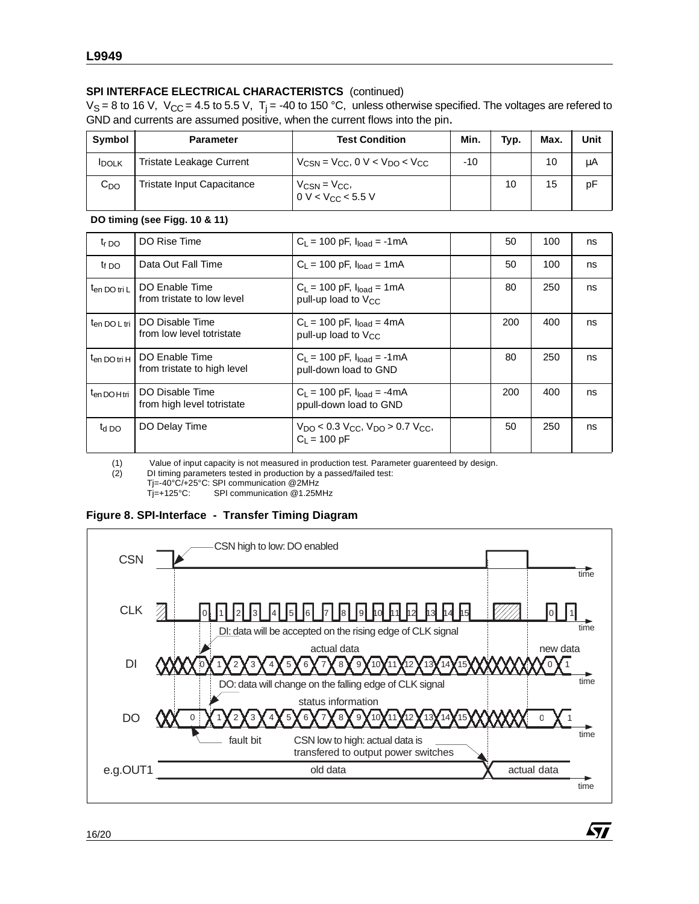### SPI INTERFACE ELECTRICAL CHARACTERISTCS (continued)

$V_S$ = 8 to 16 V, $V_{CC}$ = 4.5 to 5.5 V, $T_j$ = -40 to 150 °C, unless otherwise specified. The voltages are refered to GND and currents are assumed positive, when the current flows into the pin.

| Symbol | Parameter | Test Condition | Min. | Typ. | Max. | Unit |
|---|---|---|---|---|---|---|
| $I_{DOLK}$ | Tristate Leakage Current | $V_{CSN} = V_{CC}$, $0\ V < V_{DO} < V_{CC}$ | -10 | | 10 | µA |
| $C_{DO}$ | Tristate Input Capacitance | $V_{CSN} = V_{CC}$, $0\ V < V_{CC} < 5.5\ V$ | | 10 | 15 | pF |
| **DO timing (see Figg. 10 & 11)** | | | | | | |
| $t_{r\ DO}$ | DO Rise Time | $C_L$ = 100 pF, $I_{load}$ = -1mA | | 50 | 100 | ns |
| $t_{f\ DO}$ | Data Out Fall Time | $C_L$ = 100 pF, $I_{load}$ = 1mA | | 50 | 100 | ns |
| $t_{en\ DO\ tri\ L}$ | DO Enable Time from tristate to low level | $C_L$ = 100 pF, $I_{load}$ = 1mA pull-up load to $V_{CC}$ | | 80 | 250 | ns |
| $t_{en\ DO\ L\ tri}$ | DO Disable Time from low level totristate | $C_L$ = 100 pF, $I_{load}$ = 4mA pull-up load to $V_{CC}$ | | 200 | 400 | ns |
| $t_{en\ DO\ tri\ H}$ | DO Enable Time from tristate to high level | $C_L$ = 100 pF, $I_{load}$ = -1mA pull-down load to GND | | 80 | 250 | ns |
| $t_{en\ DO\ H\ tri}$ | DO Disable Time from high level totristate | $C_L$ = 100 pF, $I_{load}$ = -4mA ppull-down load to GND | | 200 | 400 | ns |
| $t_{d\ DO}$ | DO Delay Time | $V_{DO} < 0.3\ V_{CC}$, $V_{DO} > 0.7\ V_{CC}$, $C_L$ = 100 pF | | 50 | 250 | ns |

(1) Value of input capacity is not measured in production test. Parameter guarenteed by design.
(2) DI timing parameters tested in production by a passed/failed test:
Tj=-40°C/+25°C: SPI communication @2MHz
Tj=+125°C: SPI communication @1.25MHz

**Figure 8. SPI-Interface - Transfer Timing Diagram**

CSN high to low: DO enabled

DI: data will be accepted on the rising edge of CLK signal

actual data

new data

DO: data will change on the falling edge of CLK signal

status information

fault bit

CSN low to high: actual data is transfered to output power switches

e.g.OUT1: old data / actual data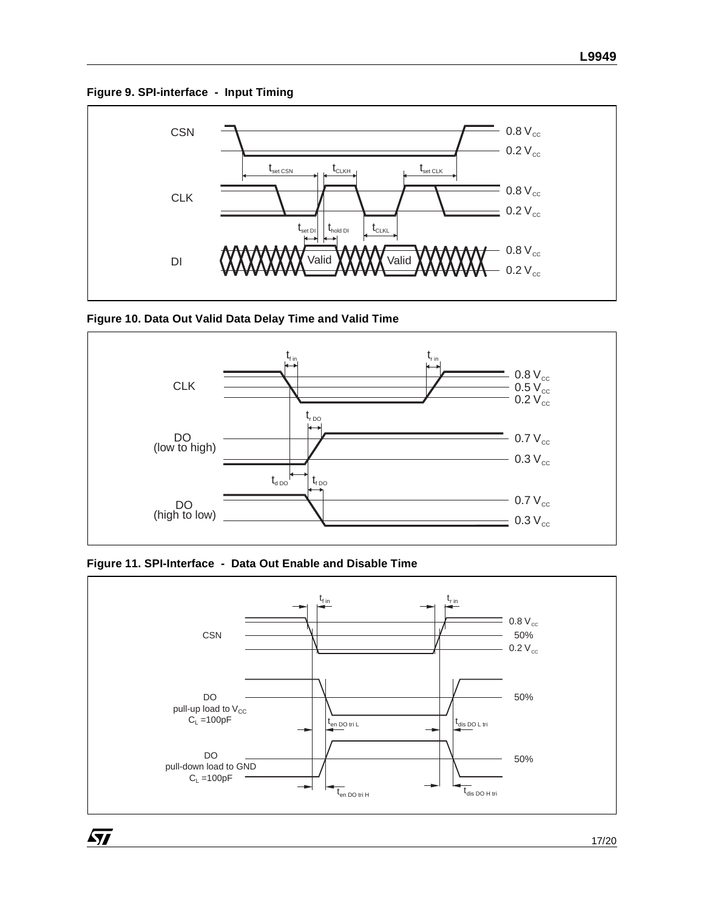**Figure 9. SPI-interface - Input Timing**

**Figure 10. Data Out Valid Data Delay Time and Valid Time**

**Figure 11. SPI-Interface - Data Out Enable and Disable Time**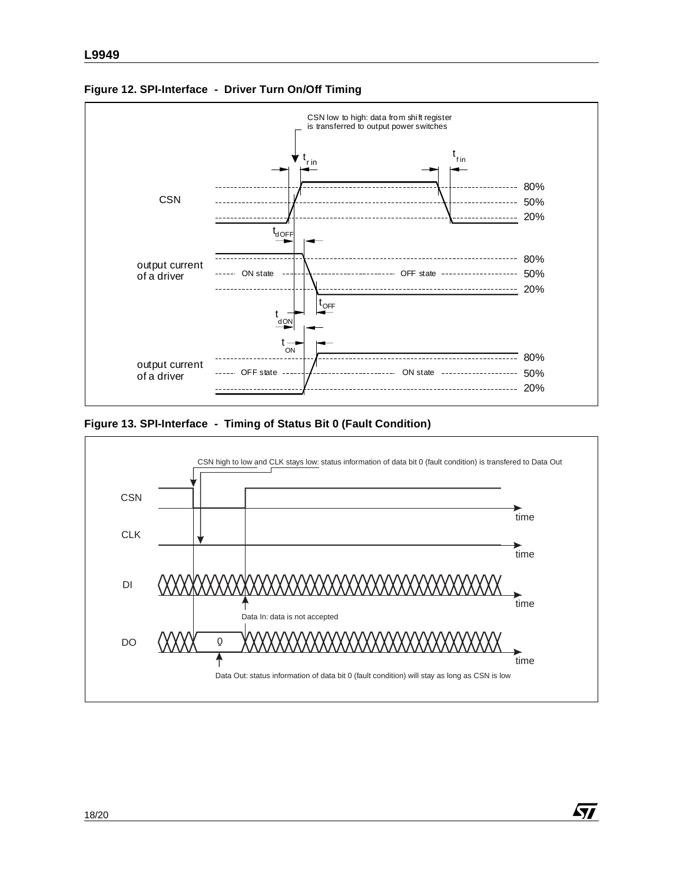**Figure 12. SPI-Interface - Driver Turn On/Off Timing**

CSN low to high: data from shift register is transferred to output power switches

$t_{r\,in}$ $t_{f\,in}$

CSN 80% 50% 20%

$t_{dOFF}$

output current of a driver — ON state — OFF state — 80% 50% 20%

$t_{OFF}$

$t_{dON}$

$t_{ON}$

output current of a driver — OFF state — ON state — 80% 50% 20%

**Figure 13. SPI-Interface - Timing of Status Bit 0 (Fault Condition)**

CSN high to low and CLK stays low: status information of data bit 0 (fault condition) is transfered to Data Out

CSN — time

CLK — time

DI — time

Data In: data is not accepted

DO — 0 — time

Data Out: status information of data bit 0 (fault condition) will stay as long as CSN is low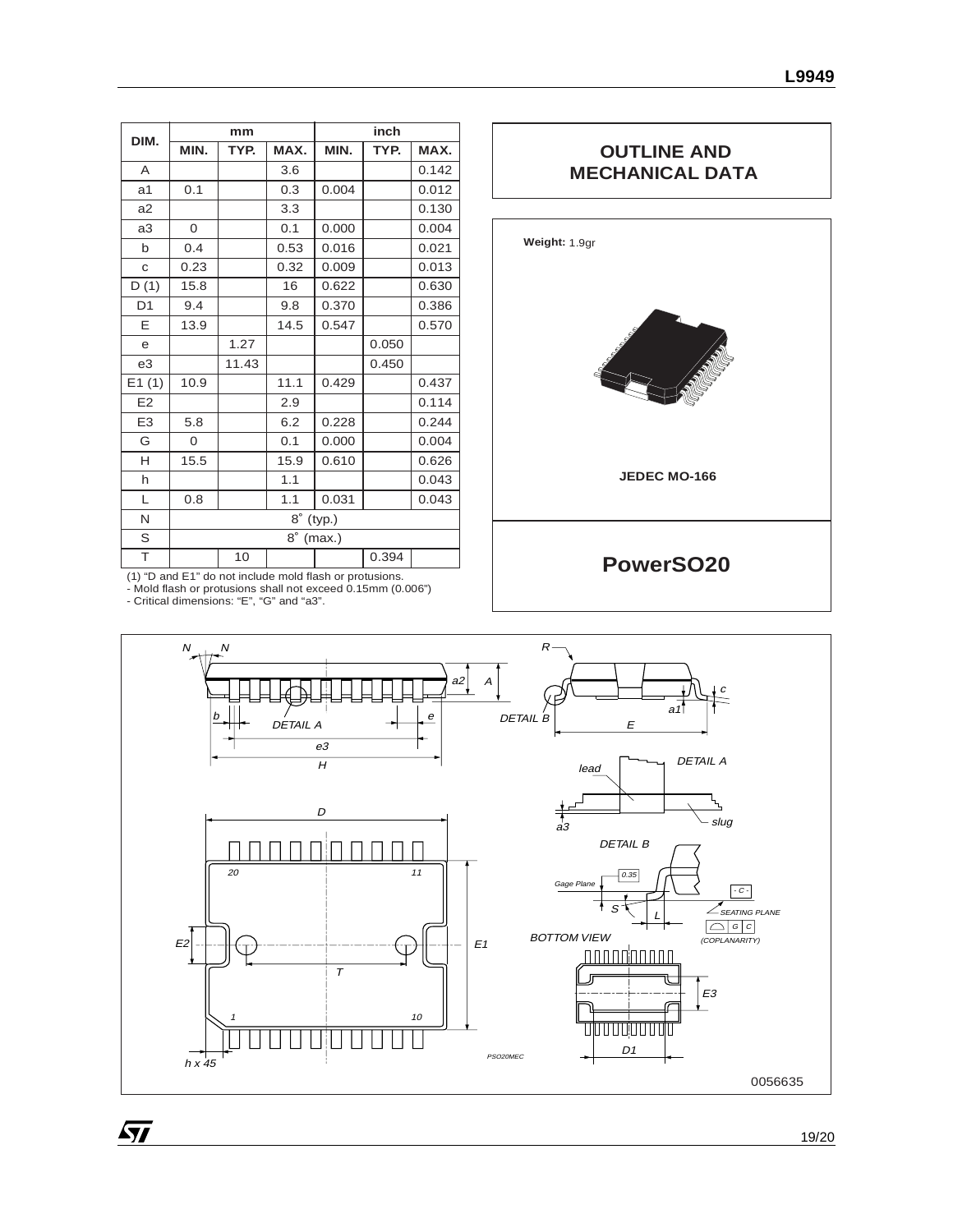| DIM. | mm | | | inch | | |
|---|---|---|---|---|---|---|
| | MIN. | TYP. | MAX. | MIN. | TYP. | MAX. |
| A | | | 3.6 | | | 0.142 |
| a1 | 0.1 | | 0.3 | 0.004 | | 0.012 |
| a2 | | | 3.3 | | | 0.130 |
| a3 | 0 | | 0.1 | 0.000 | | 0.004 |
| b | 0.4 | | 0.53 | 0.016 | | 0.021 |
| c | 0.23 | | 0.32 | 0.009 | | 0.013 |
| D (1) | 15.8 | | 16 | 0.622 | | 0.630 |
| D1 | 9.4 | | 9.8 | 0.370 | | 0.386 |
| E | 13.9 | | 14.5 | 0.547 | | 0.570 |
| e | | 1.27 | | | 0.050 | |
| e3 | | 11.43 | | | 0.450 | |
| E1 (1) | 10.9 | | 11.1 | 0.429 | | 0.437 |
| E2 | | | 2.9 | | | 0.114 |
| E3 | 5.8 | | 6.2 | 0.228 | | 0.244 |
| G | 0 | | 0.1 | 0.000 | | 0.004 |
| H | 15.5 | | 15.9 | 0.610 | | 0.626 |
| h | | | 1.1 | | | 0.043 |
| L | 0.8 | | 1.1 | 0.031 | | 0.043 |
| N | 8˚ (typ.) | | | | | |
| S | 8˚ (max.) | | | | | |
| T | | 10 | | | 0.394 | |

(1) "D and E1" do not include mold flash or protusions.
- Mold flash or protusions shall not exceed 0.15mm (0.006")
- Critical dimensions: "E", "G" and "a3".

## OUTLINE AND MECHANICAL DATA

**Weight:** 1.9gr

JEDEC MO-166

## PowerSO20

0056635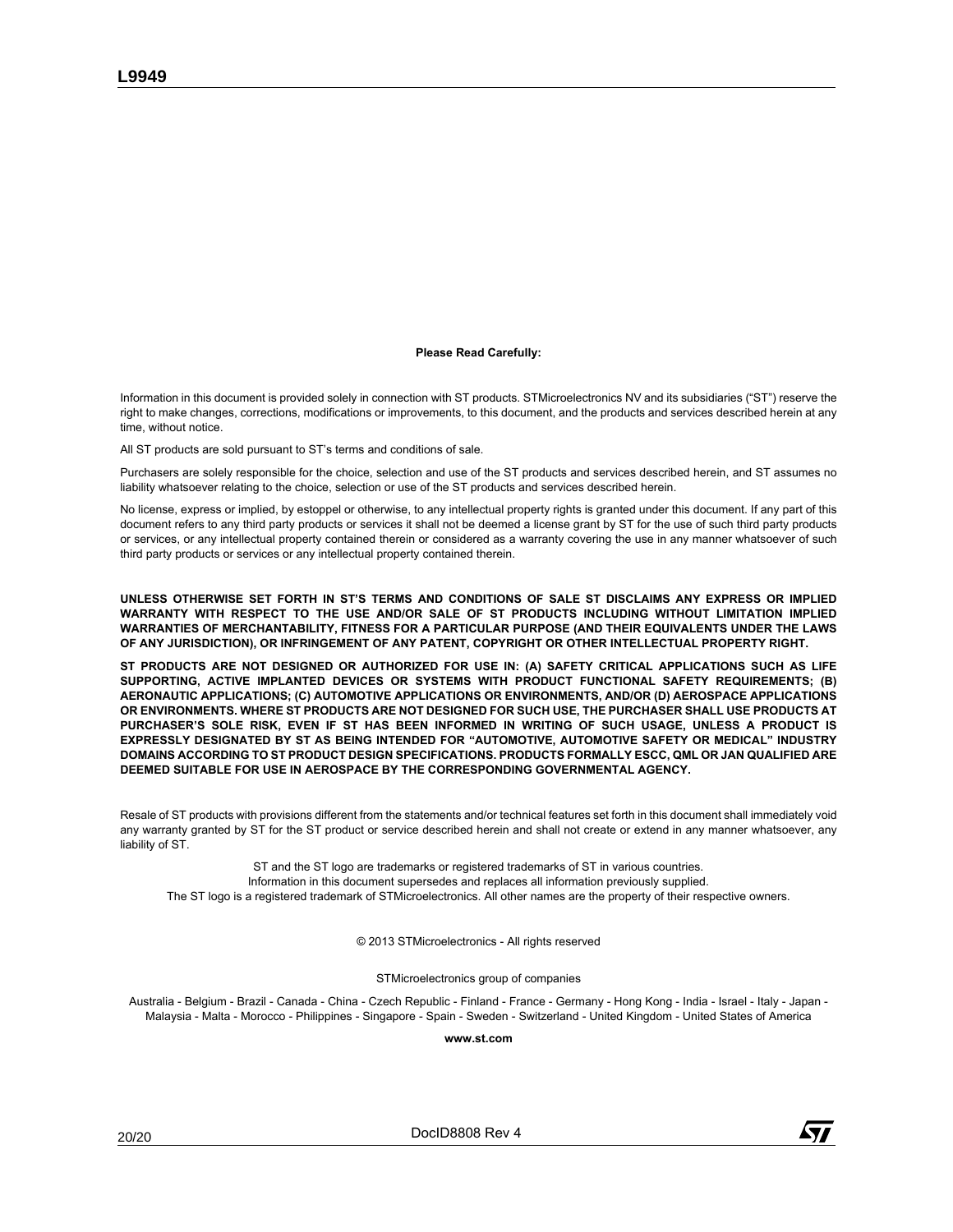**Please Read Carefully:**

Information in this document is provided solely in connection with ST products. STMicroelectronics NV and its subsidiaries (“ST”) reserve the right to make changes, corrections, modifications or improvements, to this document, and the products and services described herein at any time, without notice.

All ST products are sold pursuant to ST’s terms and conditions of sale.

Purchasers are solely responsible for the choice, selection and use of the ST products and services described herein, and ST assumes no liability whatsoever relating to the choice, selection or use of the ST products and services described herein.

No license, express or implied, by estoppel or otherwise, to any intellectual property rights is granted under this document. If any part of this document refers to any third party products or services it shall not be deemed a license grant by ST for the use of such third party products or services, or any intellectual property contained therein or considered as a warranty covering the use in any manner whatsoever of such third party products or services or any intellectual property contained therein.

**UNLESS OTHERWISE SET FORTH IN ST’S TERMS AND CONDITIONS OF SALE ST DISCLAIMS ANY EXPRESS OR IMPLIED WARRANTY WITH RESPECT TO THE USE AND/OR SALE OF ST PRODUCTS INCLUDING WITHOUT LIMITATION IMPLIED WARRANTIES OF MERCHANTABILITY, FITNESS FOR A PARTICULAR PURPOSE (AND THEIR EQUIVALENTS UNDER THE LAWS OF ANY JURISDICTION), OR INFRINGEMENT OF ANY PATENT, COPYRIGHT OR OTHER INTELLECTUAL PROPERTY RIGHT.**

**ST PRODUCTS ARE NOT DESIGNED OR AUTHORIZED FOR USE IN: (A) SAFETY CRITICAL APPLICATIONS SUCH AS LIFE SUPPORTING, ACTIVE IMPLANTED DEVICES OR SYSTEMS WITH PRODUCT FUNCTIONAL SAFETY REQUIREMENTS; (B) AERONAUTIC APPLICATIONS; (C) AUTOMOTIVE APPLICATIONS OR ENVIRONMENTS, AND/OR (D) AEROSPACE APPLICATIONS OR ENVIRONMENTS. WHERE ST PRODUCTS ARE NOT DESIGNED FOR SUCH USE, THE PURCHASER SHALL USE PRODUCTS AT PURCHASER’S SOLE RISK, EVEN IF ST HAS BEEN INFORMED IN WRITING OF SUCH USAGE, UNLESS A PRODUCT IS EXPRESSLY DESIGNATED BY ST AS BEING INTENDED FOR “AUTOMOTIVE, AUTOMOTIVE SAFETY OR MEDICAL” INDUSTRY DOMAINS ACCORDING TO ST PRODUCT DESIGN SPECIFICATIONS. PRODUCTS FORMALLY ESCC, QML OR JAN QUALIFIED ARE DEEMED SUITABLE FOR USE IN AEROSPACE BY THE CORRESPONDING GOVERNMENTAL AGENCY.**

Resale of ST products with provisions different from the statements and/or technical features set forth in this document shall immediately void any warranty granted by ST for the ST product or service described herein and shall not create or extend in any manner whatsoever, any liability of ST.

ST and the ST logo are trademarks or registered trademarks of ST in various countries.
Information in this document supersedes and replaces all information previously supplied.
The ST logo is a registered trademark of STMicroelectronics. All other names are the property of their respective owners.

© 2013 STMicroelectronics - All rights reserved

STMicroelectronics group of companies

Australia - Belgium - Brazil - Canada - China - Czech Republic - Finland - France - Germany - Hong Kong - India - Israel - Italy - Japan - Malaysia - Malta - Morocco - Philippines - Singapore - Spain - Sweden - Switzerland - United Kingdom - United States of America

**www.st.com**